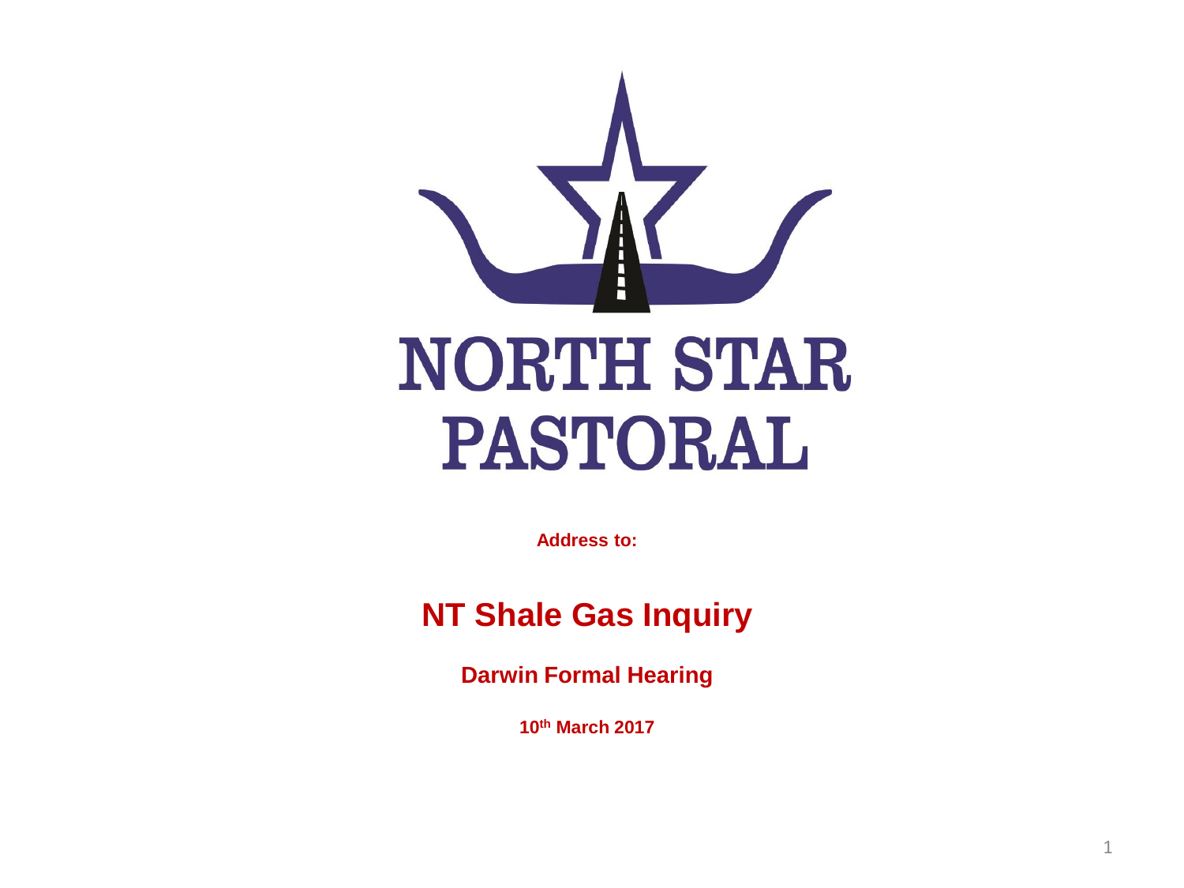# NORTH STAR PASTORAL

**Address to:**

## NT Shale Gas Inquiry

**Darwin Formal Hearing**

**10th March 2017**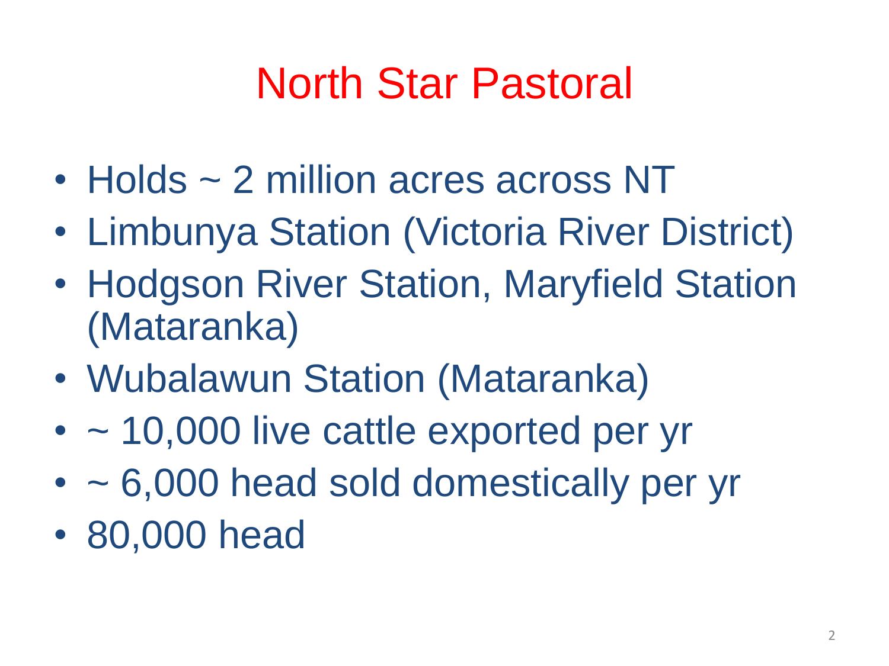# North Star Pastoral

- Holds ~ 2 million acres across NT
- Limbunya Station (Victoria River District)
- Hodgson River Station, Maryfield Station (Mataranka)
- Wubalawun Station (Mataranka)
- ~ 10,000 live cattle exported per yr
- ~ 6,000 head sold domestically per yr
- 80,000 head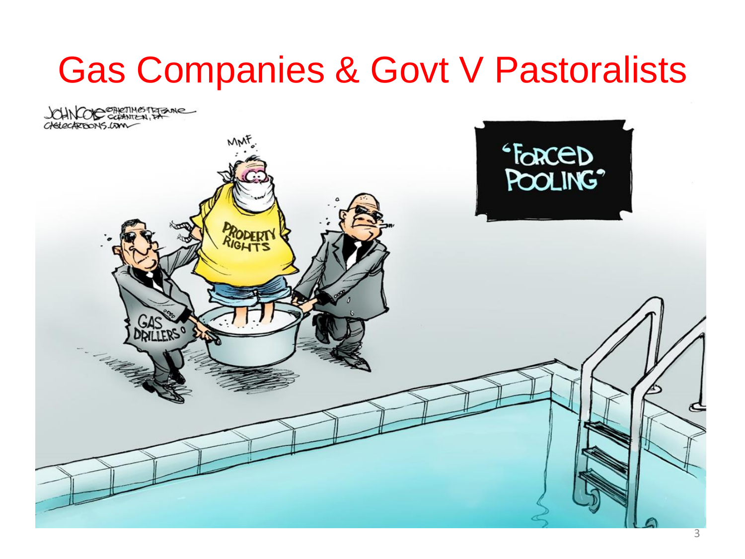# Gas Companies & Govt V Pastoralists

JOHN COLE ©THE TIMES-TRIBUNE SCRANTON, PA CAGLECARTOONS.COM

MMF

PROPERTY RIGHTS

GAS DRILLERS

'FORCED POOLING'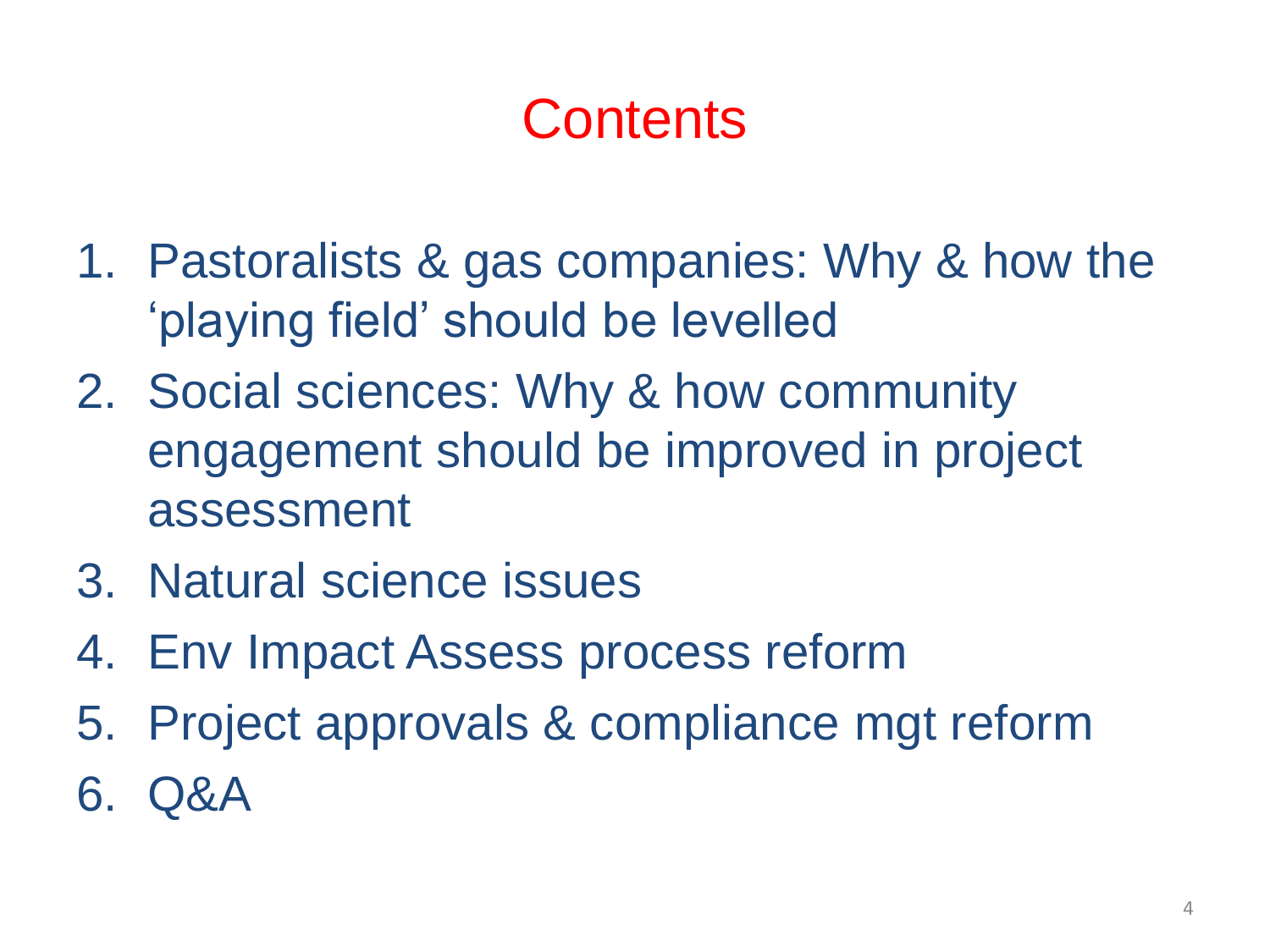# Contents

1. Pastoralists & gas companies: Why & how the 'playing field' should be levelled
2. Social sciences: Why & how community engagement should be improved in project assessment
3. Natural science issues
4. Env Impact Assess process reform
5. Project approvals & compliance mgt reform
6. Q&A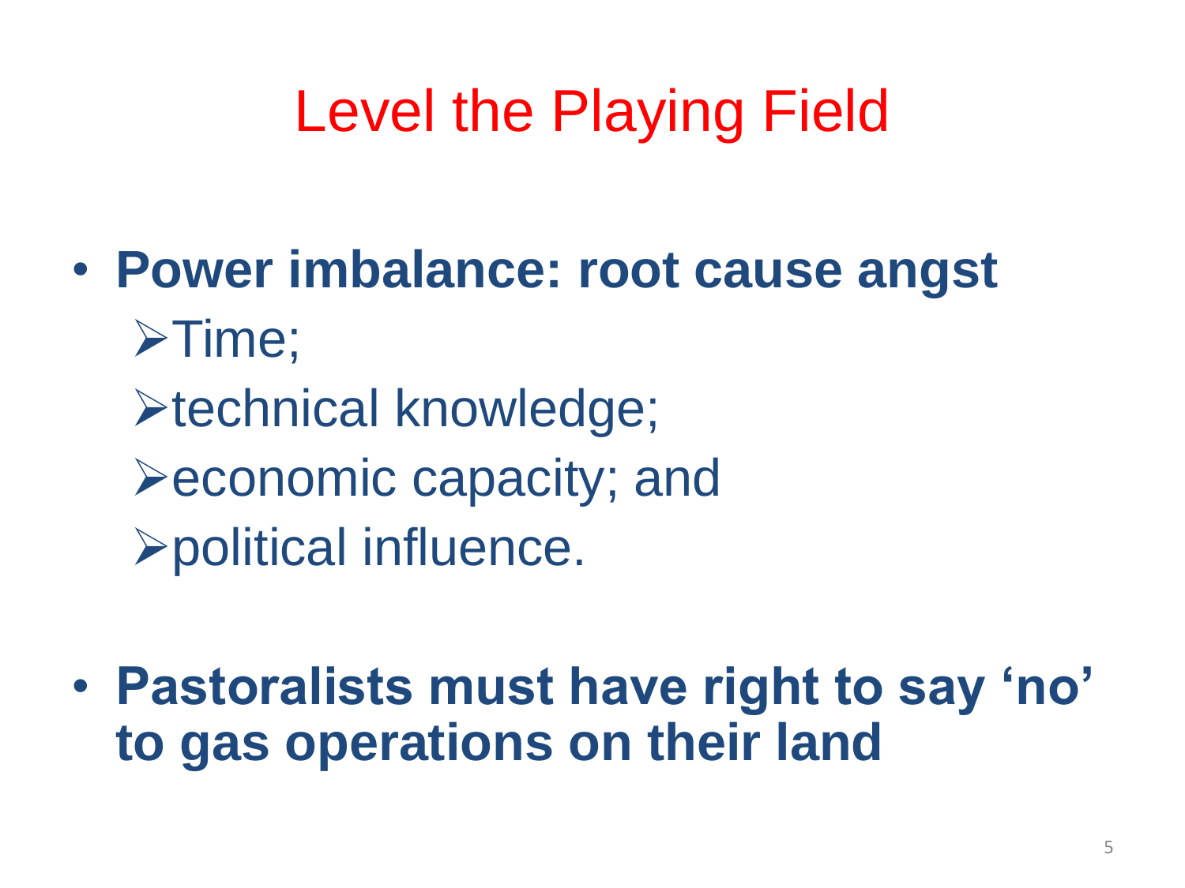# Level the Playing Field

- **Power imbalance: root cause angst**
  - Time;
  - technical knowledge;
  - economic capacity; and
  - political influence.

- **Pastoralists must have right to say 'no' to gas operations on their land**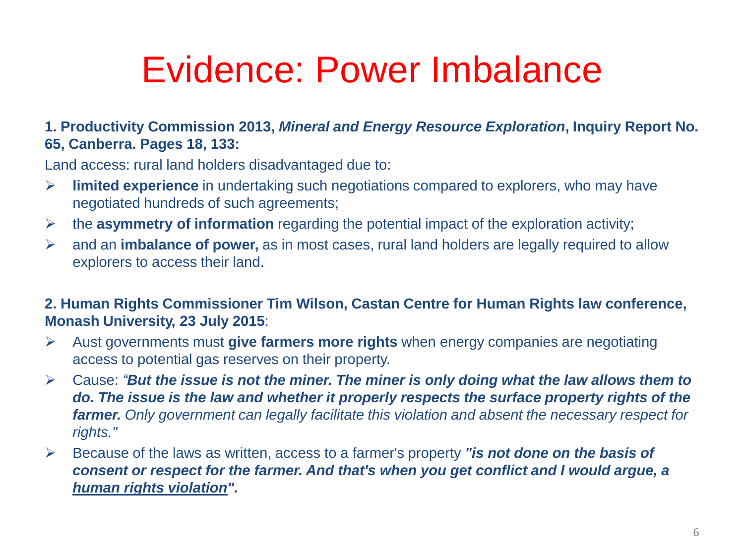# Evidence: Power Imbalance

**1. Productivity Commission 2013, *Mineral and Energy Resource Exploration*, Inquiry Report No. 65, Canberra. Pages 18, 133:**

Land access: rural land holders disadvantaged due to:

- **limited experience** in undertaking such negotiations compared to explorers, who may have negotiated hundreds of such agreements;
- the **asymmetry of information** regarding the potential impact of the exploration activity;
- and an **imbalance of power,** as in most cases, rural land holders are legally required to allow explorers to access their land.

**2. Human Rights Commissioner Tim Wilson, Castan Centre for Human Rights law conference, Monash University, 23 July 2015**:

- Aust governments must **give farmers more rights** when energy companies are negotiating access to potential gas reserves on their property.
- Cause: *"**But the issue is not the miner. The miner is only doing what the law allows them to do. The issue is the law and whether it properly respects the surface property rights of the farmer.** Only government can legally facilitate this violation and absent the necessary respect for rights."*
- Because of the laws as written, access to a farmer's property ***"is not done on the basis of consent or respect for the farmer. And that's when you get conflict and I would argue, a <u>human rights violation</u>".***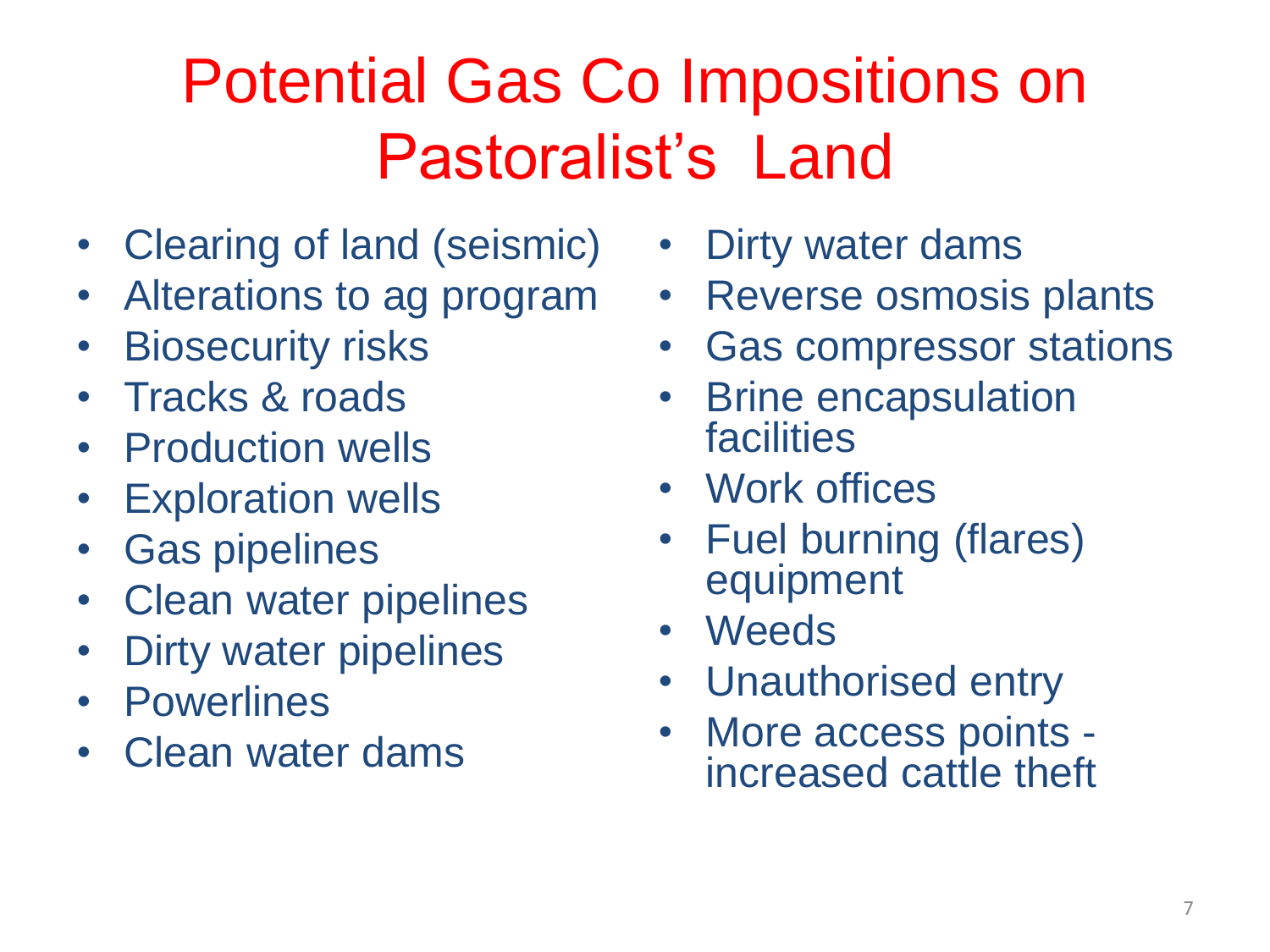# Potential Gas Co Impositions on Pastoralist's Land

- Clearing of land (seismic)
- Alterations to ag program
- Biosecurity risks
- Tracks & roads
- Production wells
- Exploration wells
- Gas pipelines
- Clean water pipelines
- Dirty water pipelines
- Powerlines
- Clean water dams
- Dirty water dams
- Reverse osmosis plants
- Gas compressor stations
- Brine encapsulation facilities
- Work offices
- Fuel burning (flares) equipment
- Weeds
- Unauthorised entry
- More access points - increased cattle theft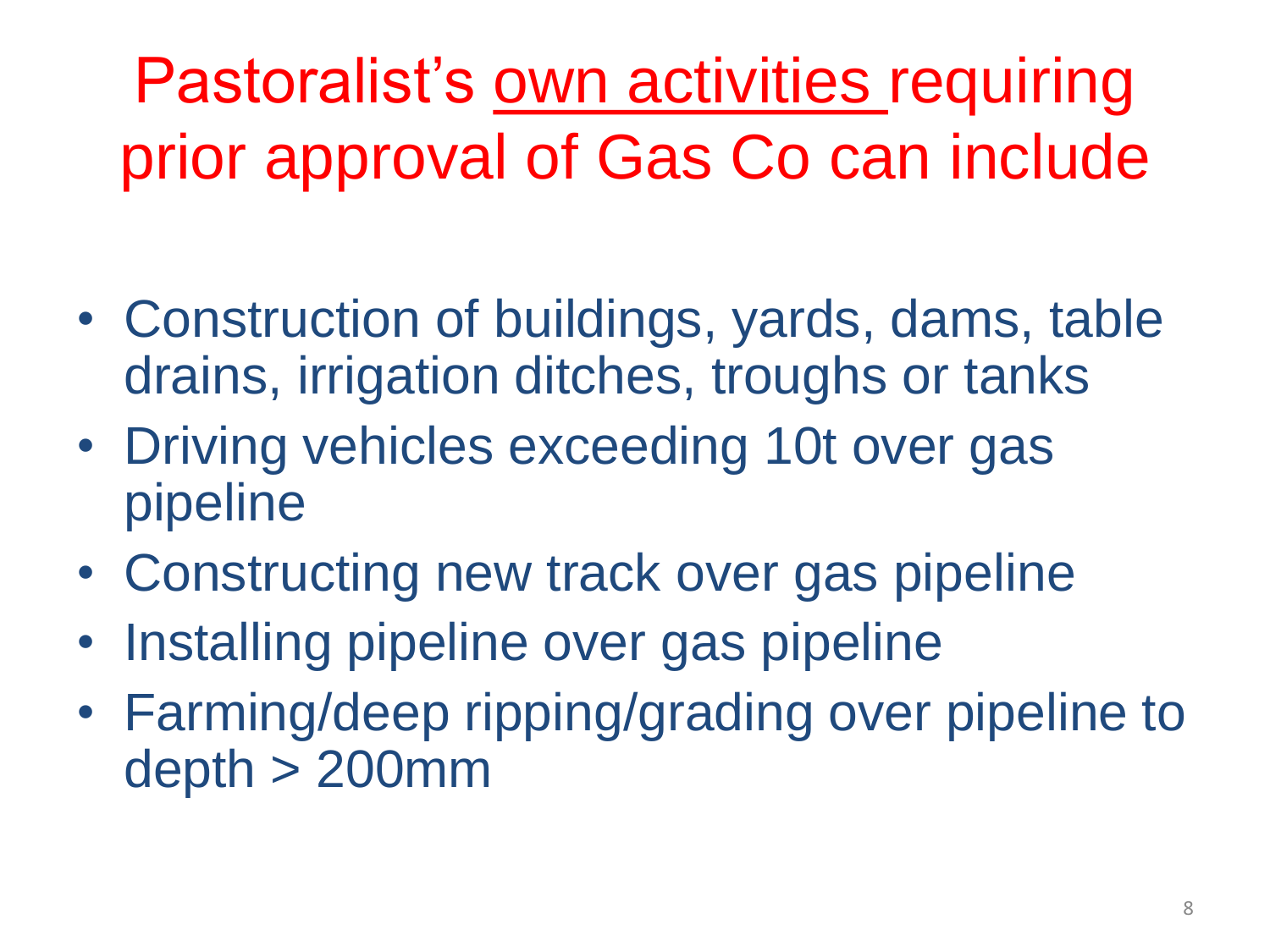# Pastoralist's <u>own activities</u> requiring prior approval of Gas Co can include

- Construction of buildings, yards, dams, table drains, irrigation ditches, troughs or tanks
- Driving vehicles exceeding 10t over gas pipeline
- Constructing new track over gas pipeline
- Installing pipeline over gas pipeline
- Farming/deep ripping/grading over pipeline to depth > 200mm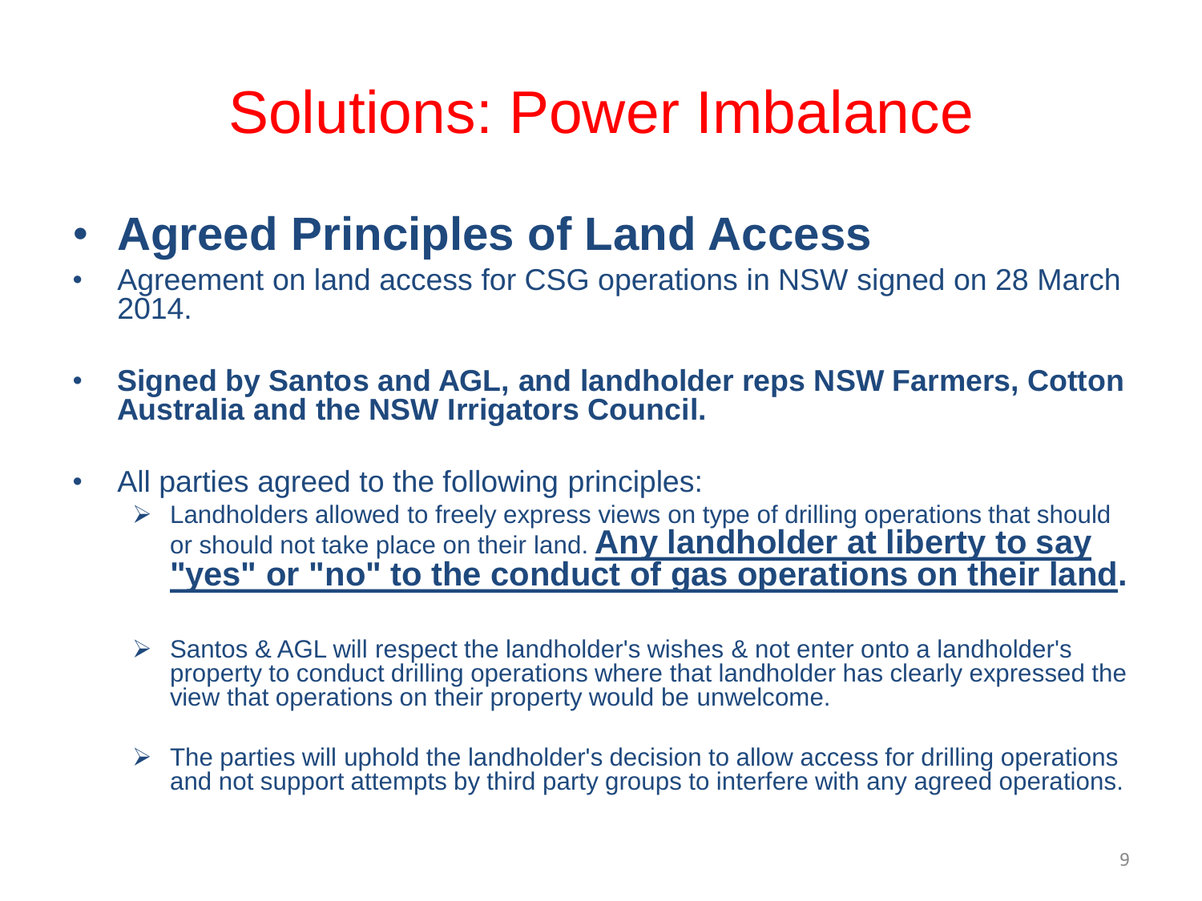# Solutions: Power Imbalance

- **Agreed Principles of Land Access**
- Agreement on land access for CSG operations in NSW signed on 28 March 2014.
- **Signed by Santos and AGL, and landholder reps NSW Farmers, Cotton Australia and the NSW Irrigators Council.**
- All parties agreed to the following principles:
  - Landholders allowed to freely express views on type of drilling operations that should or should not take place on their land. **<u>Any landholder at liberty to say "yes" or "no" to the conduct of gas operations on their land</u>.**
  - Santos & AGL will respect the landholder's wishes & not enter onto a landholder's property to conduct drilling operations where that landholder has clearly expressed the view that operations on their property would be unwelcome.
  - The parties will uphold the landholder's decision to allow access for drilling operations and not support attempts by third party groups to interfere with any agreed operations.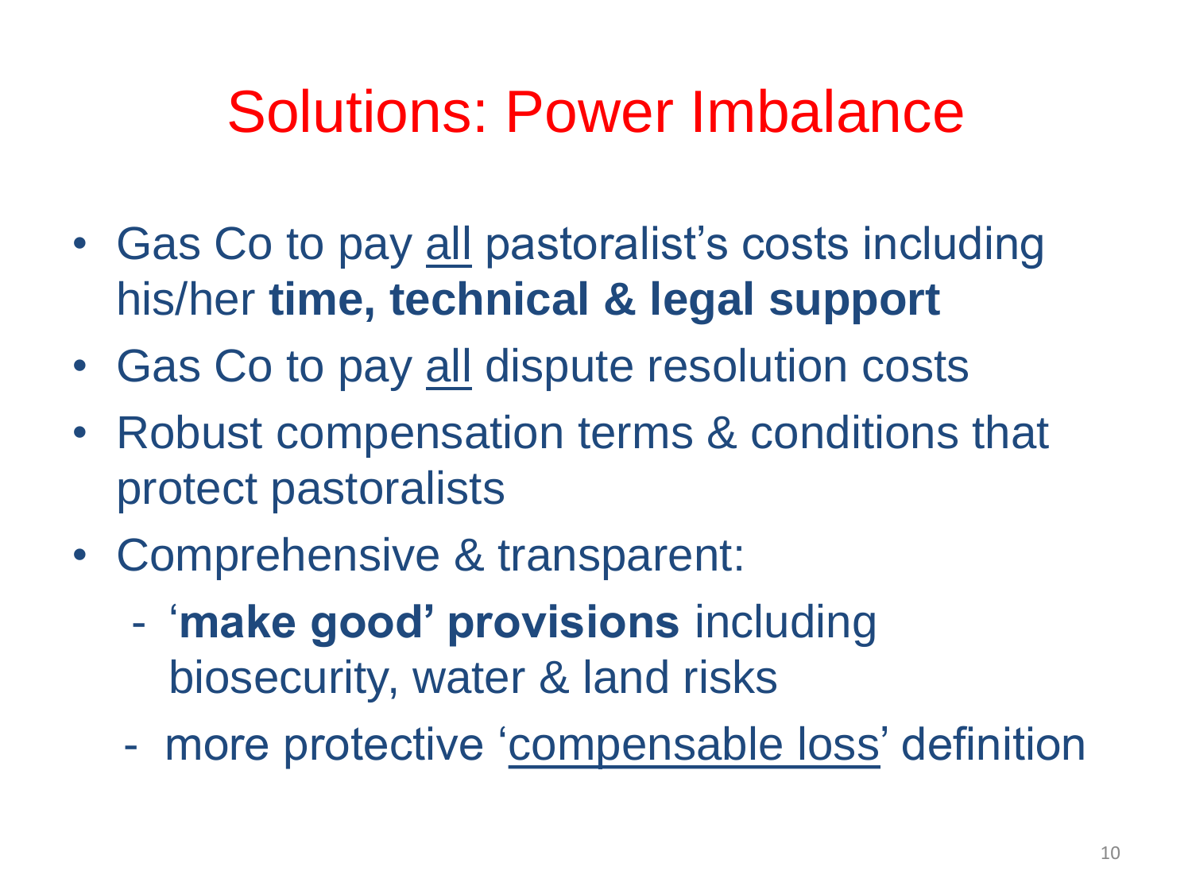# Solutions: Power Imbalance

- Gas Co to pay <u>all</u> pastoralist's costs including his/her **time, technical & legal support**
- Gas Co to pay <u>all</u> dispute resolution costs
- Robust compensation terms & conditions that protect pastoralists
- Comprehensive & transparent:
  - '**make good' provisions** including biosecurity, water & land risks
  - more protective '<u>compensable loss</u>' definition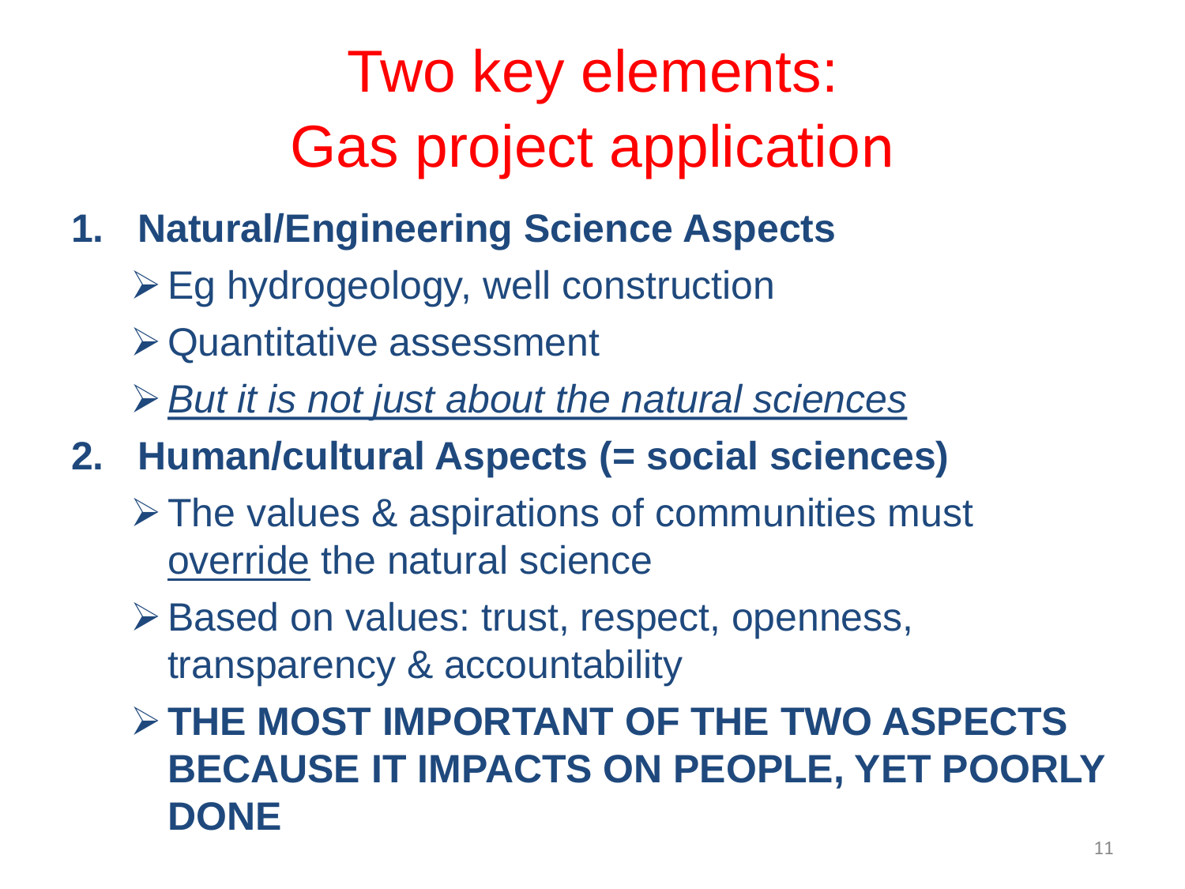# Two key elements: Gas project application

1. **Natural/Engineering Science Aspects**
   - Eg hydrogeology, well construction
   - Quantitative assessment
   - *<u>But it is not just about the natural sciences</u>*
2. **Human/cultural Aspects (= social sciences)**
   - The values & aspirations of communities must <u>override</u> the natural science
   - Based on values: trust, respect, openness, transparency & accountability
   - **THE MOST IMPORTANT OF THE TWO ASPECTS BECAUSE IT IMPACTS ON PEOPLE, YET POORLY DONE**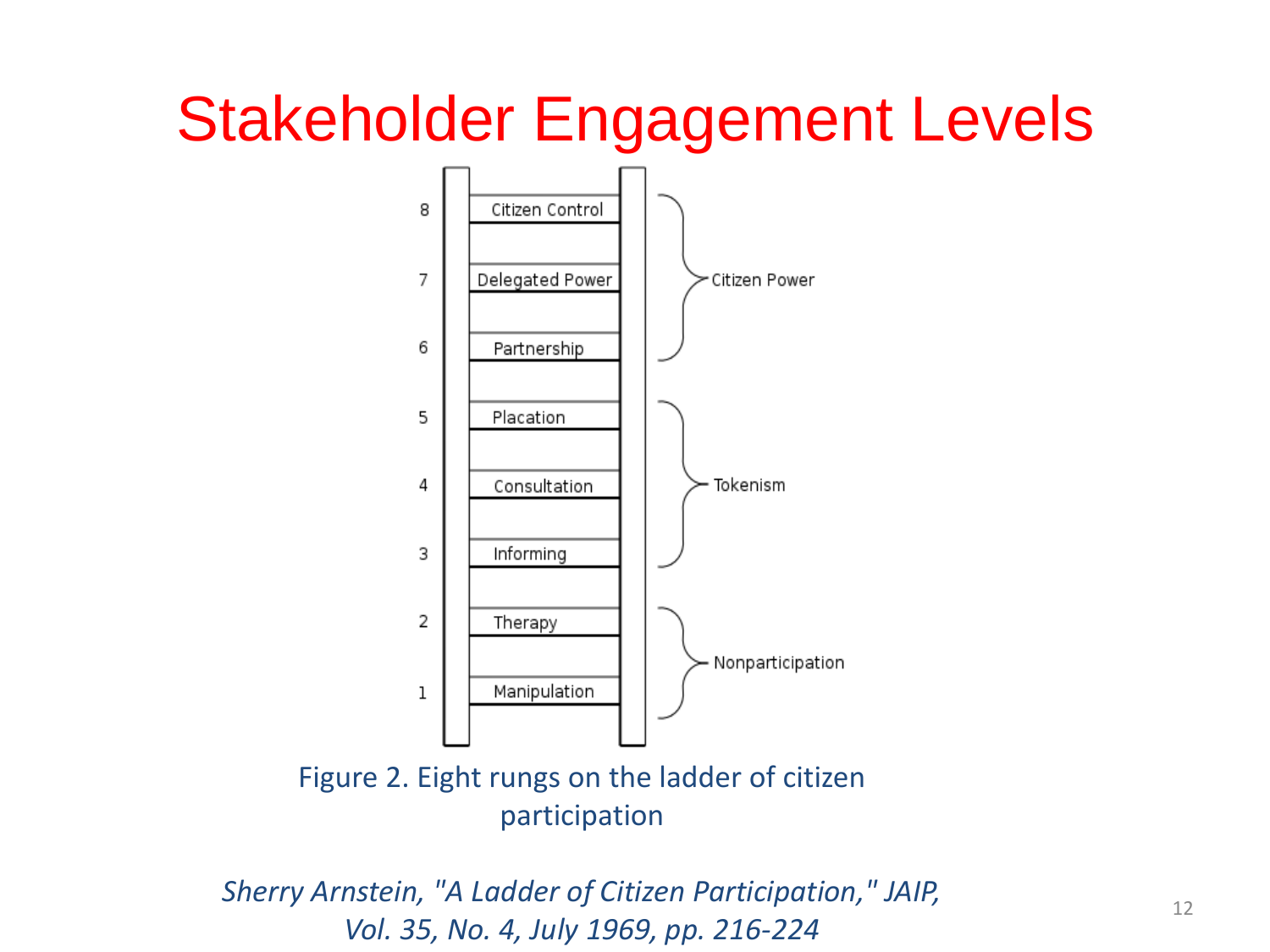# Stakeholder Engagement Levels

| | Rung | Category |
|---|---|---|
| 8 | Citizen Control | Citizen Power |
| 7 | Delegated Power | Citizen Power |
| 6 | Partnership | Citizen Power |
| 5 | Placation | Tokenism |
| 4 | Consultation | Tokenism |
| 3 | Informing | Tokenism |
| 2 | Therapy | Nonparticipation |
| 1 | Manipulation | Nonparticipation |

Figure 2. Eight rungs on the ladder of citizen participation

*Sherry Arnstein, "A Ladder of Citizen Participation," JAIP, Vol. 35, No. 4, July 1969, pp. 216-224*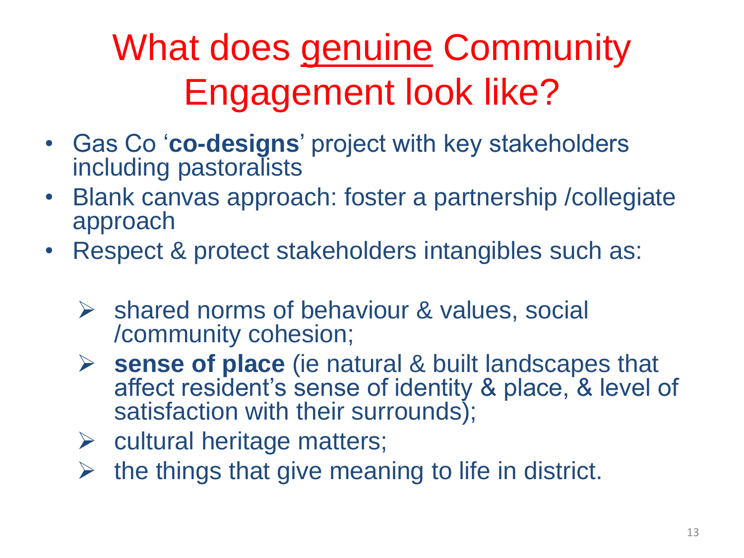# What does <u>genuine</u> Community Engagement look like?

- Gas Co '**co-designs**' project with key stakeholders including pastoralists
- Blank canvas approach: foster a partnership /collegiate approach
- Respect & protect stakeholders intangibles such as:
  - shared norms of behaviour & values, social /community cohesion;
  - **sense of place** (ie natural & built landscapes that affect resident's sense of identity & place, & level of satisfaction with their surrounds);
  - cultural heritage matters;
  - the things that give meaning to life in district.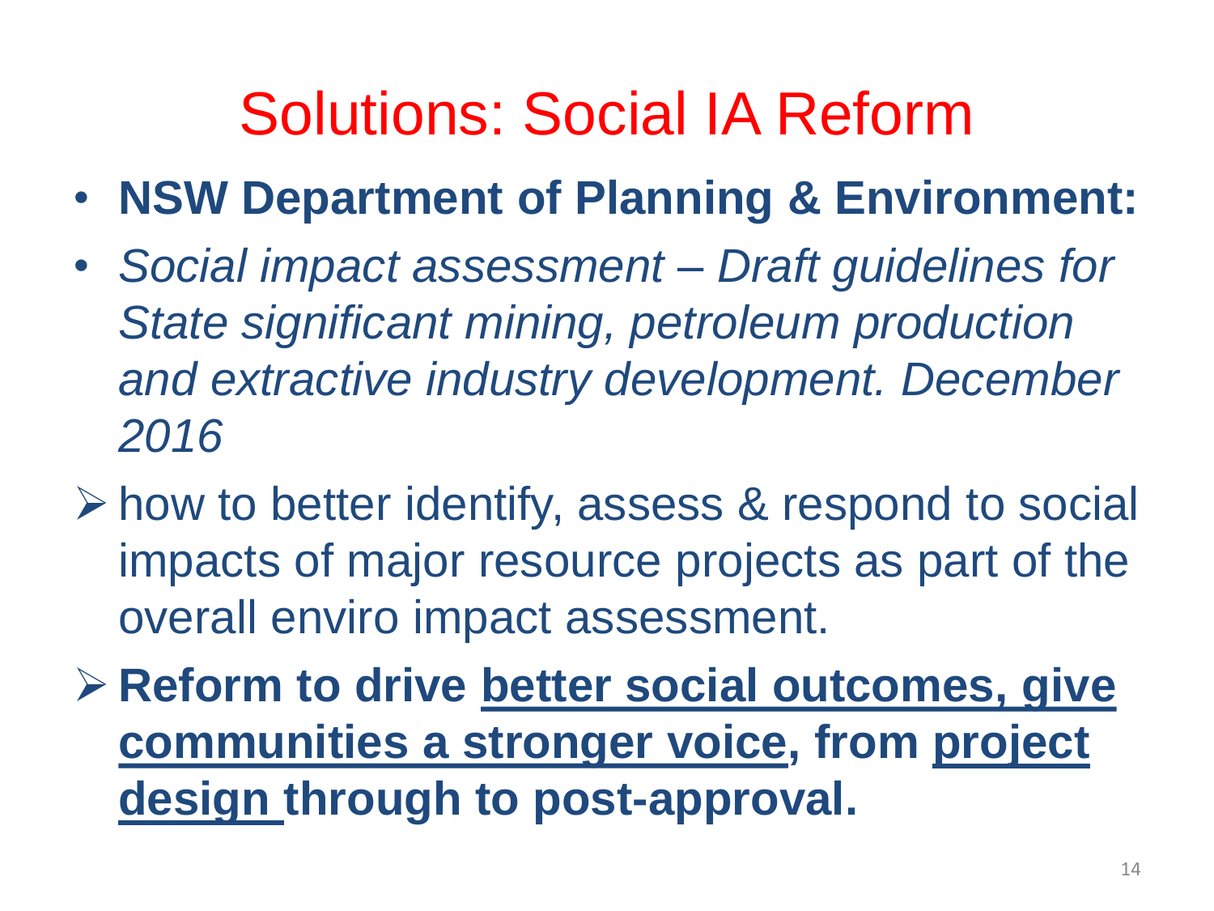# Solutions: Social IA Reform

- **NSW Department of Planning & Environment:**
- *Social impact assessment – Draft guidelines for State significant mining, petroleum production and extractive industry development. December 2016*

➢ how to better identify, assess & respond to social impacts of major resource projects as part of the overall enviro impact assessment.

➢ **Reform to drive <u>better social outcomes, give communities a stronger voice</u>, from <u>project design</u> through to post-approval.**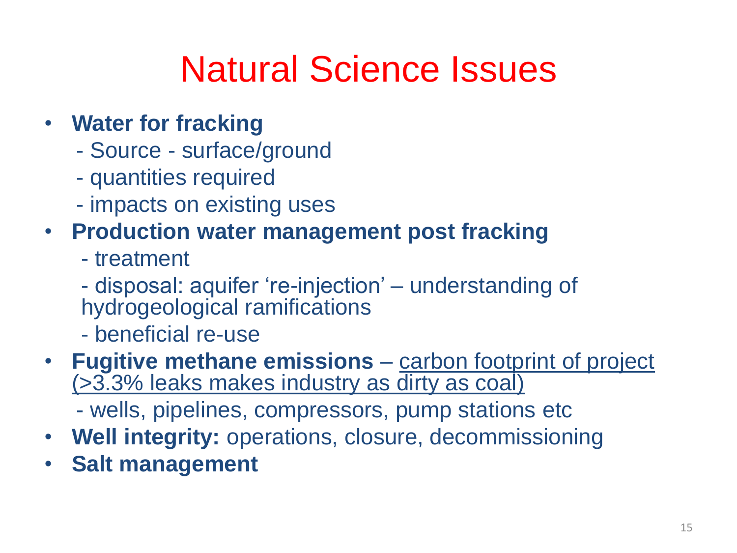# Natural Science Issues

- **Water for fracking**
  - Source - surface/ground
  - quantities required
  - impacts on existing uses
- **Production water management post fracking**
  - treatment
  - disposal: aquifer 're-injection' – understanding of hydrogeological ramifications
  - beneficial re-use
- **Fugitive methane emissions** – <u>carbon footprint of project (>3.3% leaks makes industry as dirty as coal)</u>
  - wells, pipelines, compressors, pump stations etc
- **Well integrity:** operations, closure, decommissioning
- **Salt management**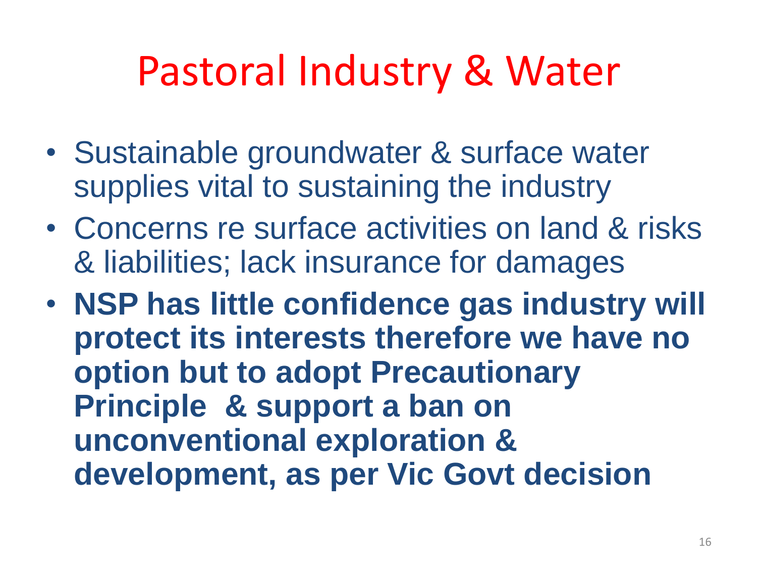# Pastoral Industry & Water

- Sustainable groundwater & surface water supplies vital to sustaining the industry
- Concerns re surface activities on land & risks & liabilities; lack insurance for damages
- **NSP has little confidence gas industry will protect its interests therefore we have no option but to adopt Precautionary Principle & support a ban on unconventional exploration & development, as per Vic Govt decision**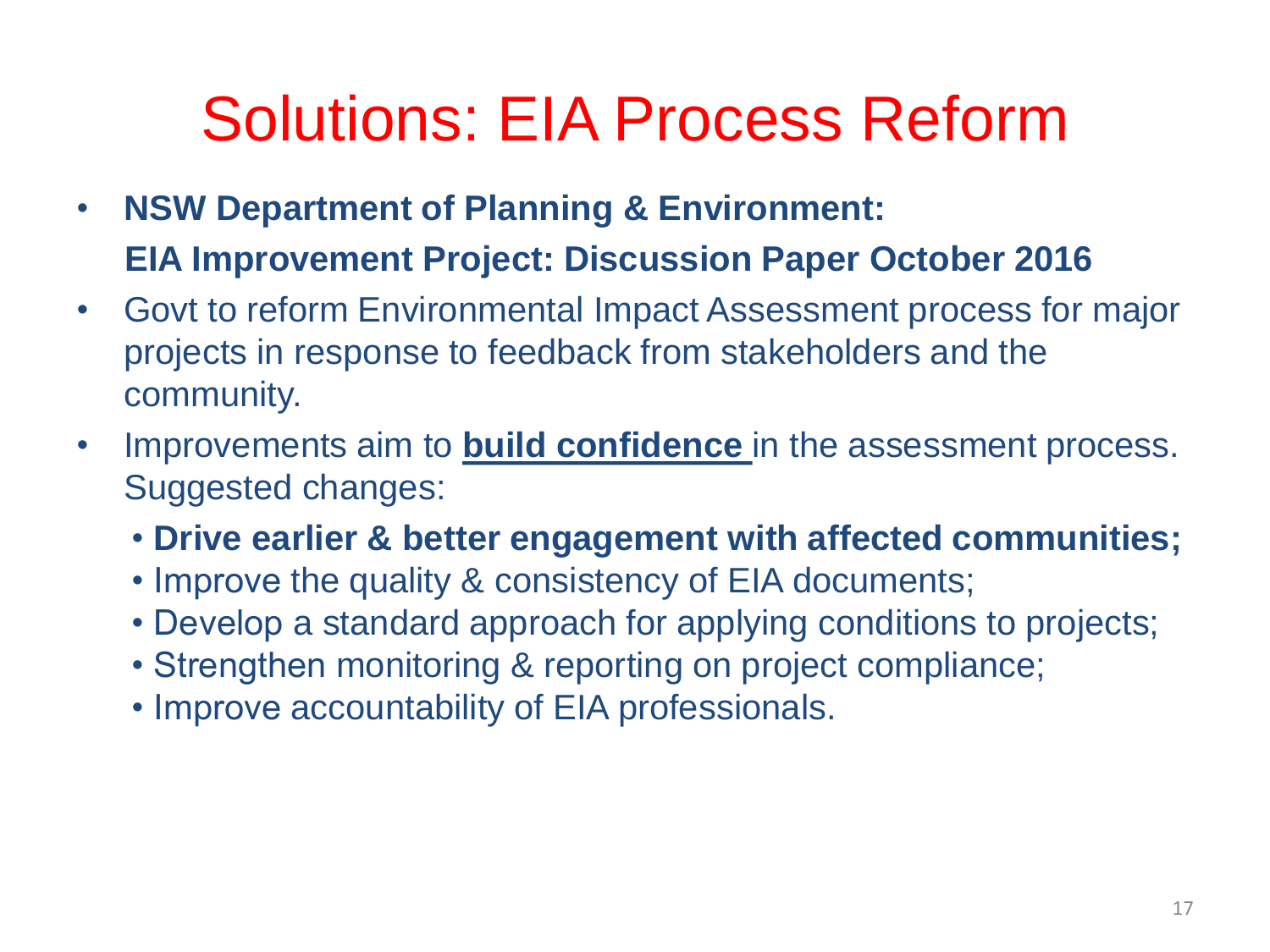# Solutions: EIA Process Reform

- **NSW Department of Planning & Environment:**
  **EIA Improvement Project: Discussion Paper October 2016**
- Govt to reform Environmental Impact Assessment process for major projects in response to feedback from stakeholders and the community.
- Improvements aim to **build confidence** in the assessment process. Suggested changes:
  - **Drive earlier & better engagement with affected communities;**
  - Improve the quality & consistency of EIA documents;
  - Develop a standard approach for applying conditions to projects;
  - Strengthen monitoring & reporting on project compliance;
  - Improve accountability of EIA professionals.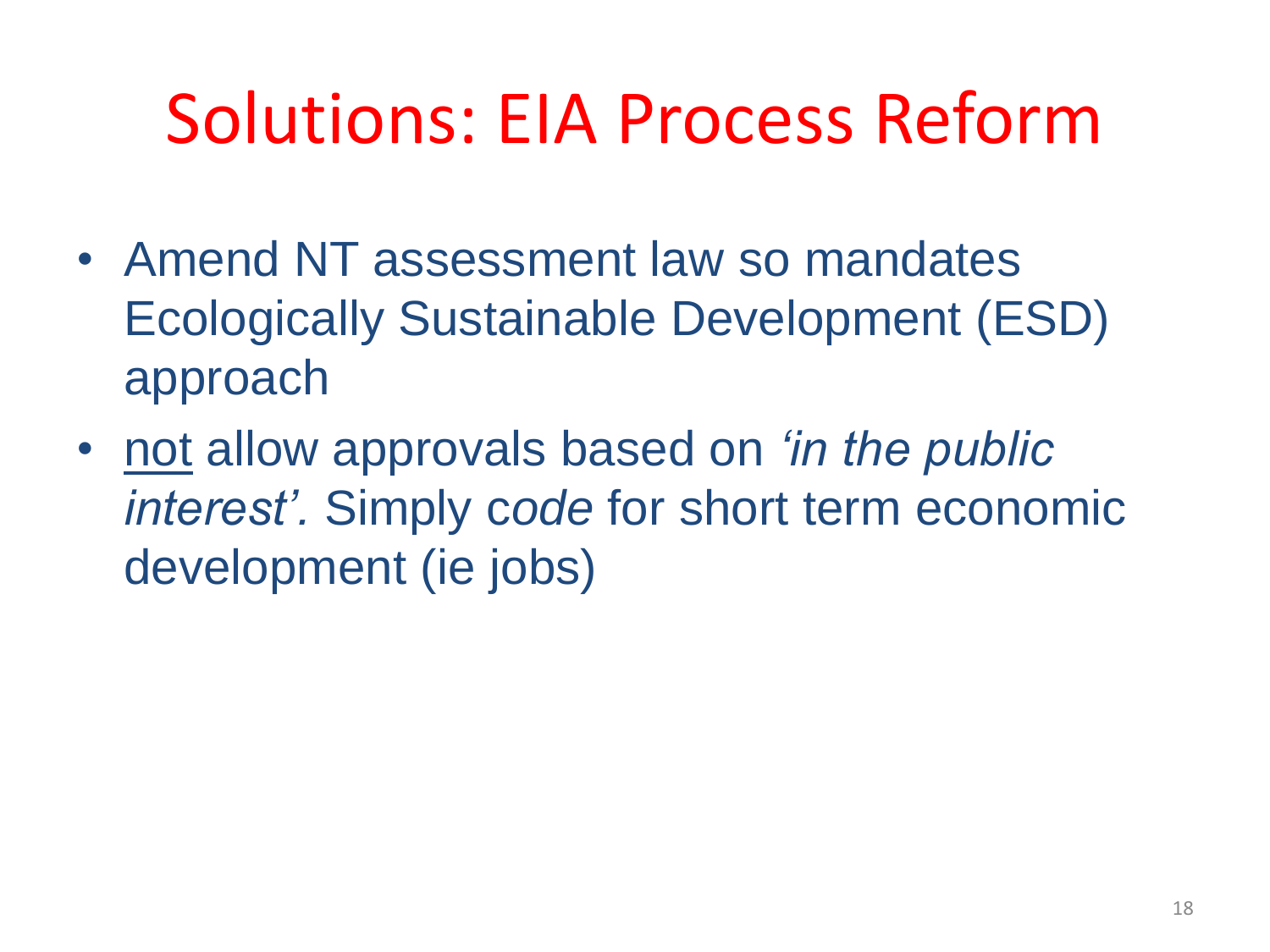# Solutions: EIA Process Reform

- Amend NT assessment law so mandates Ecologically Sustainable Development (ESD) approach
- <u>not</u> allow approvals based on *'in the public interest'.* Simply c*ode* for short term economic development (ie jobs)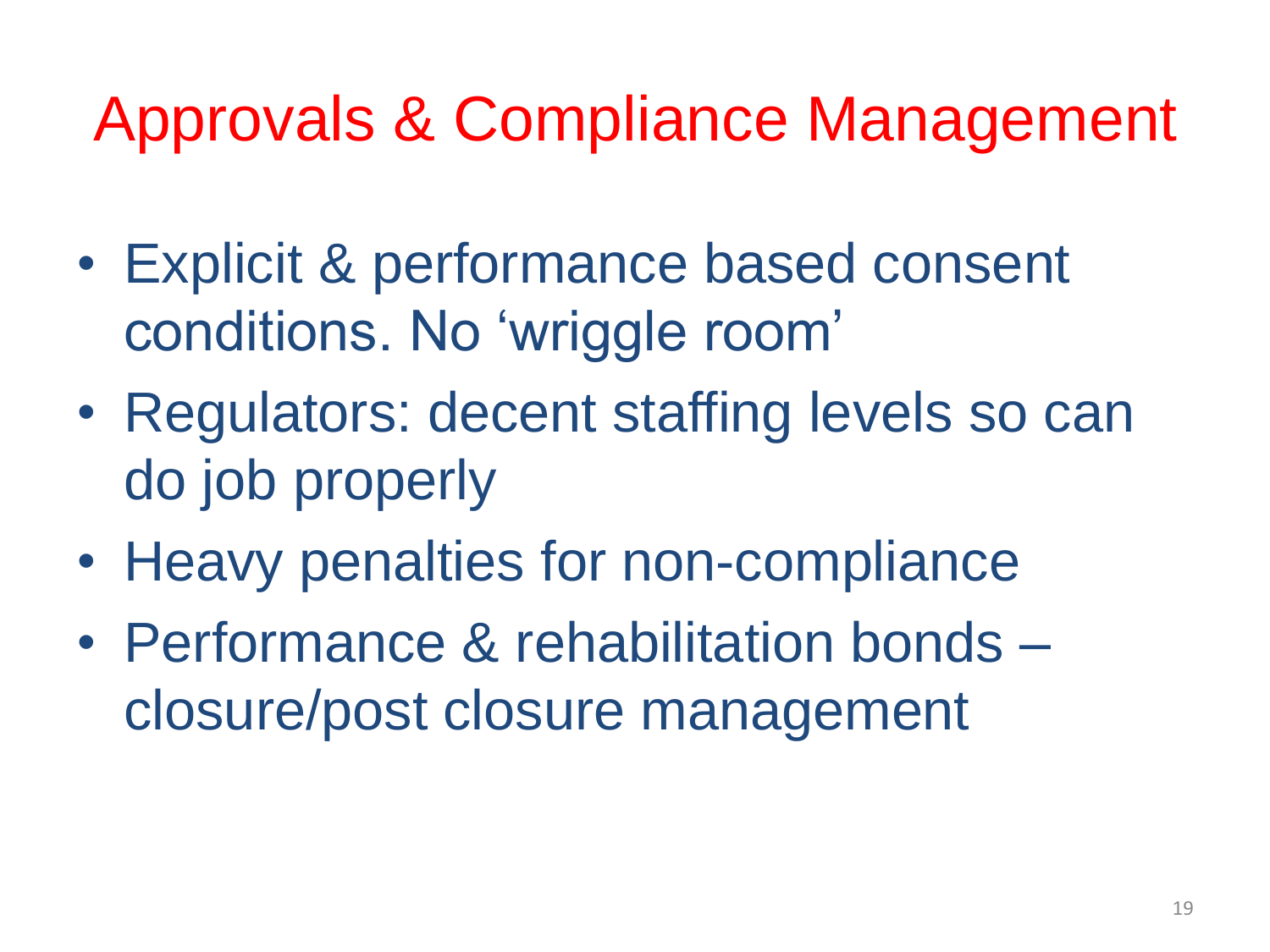# Approvals & Compliance Management

- Explicit & performance based consent conditions. No ‘wriggle room’
- Regulators: decent staffing levels so can do job properly
- Heavy penalties for non-compliance
- Performance & rehabilitation bonds – closure/post closure management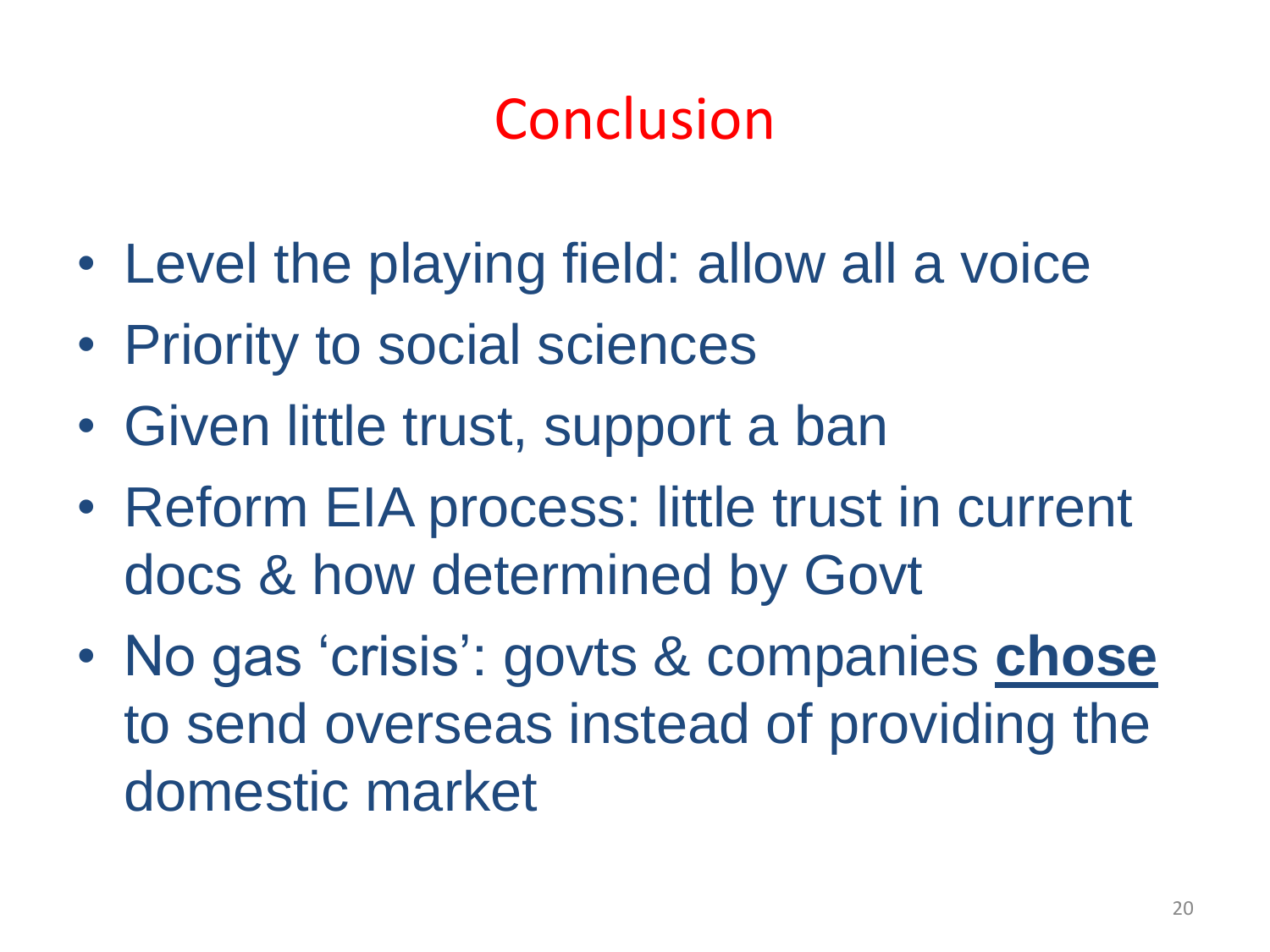# Conclusion

- Level the playing field: allow all a voice
- Priority to social sciences
- Given little trust, support a ban
- Reform EIA process: little trust in current docs & how determined by Govt
- No gas ‘crisis’: govts & companies **chose** to send overseas instead of providing the domestic market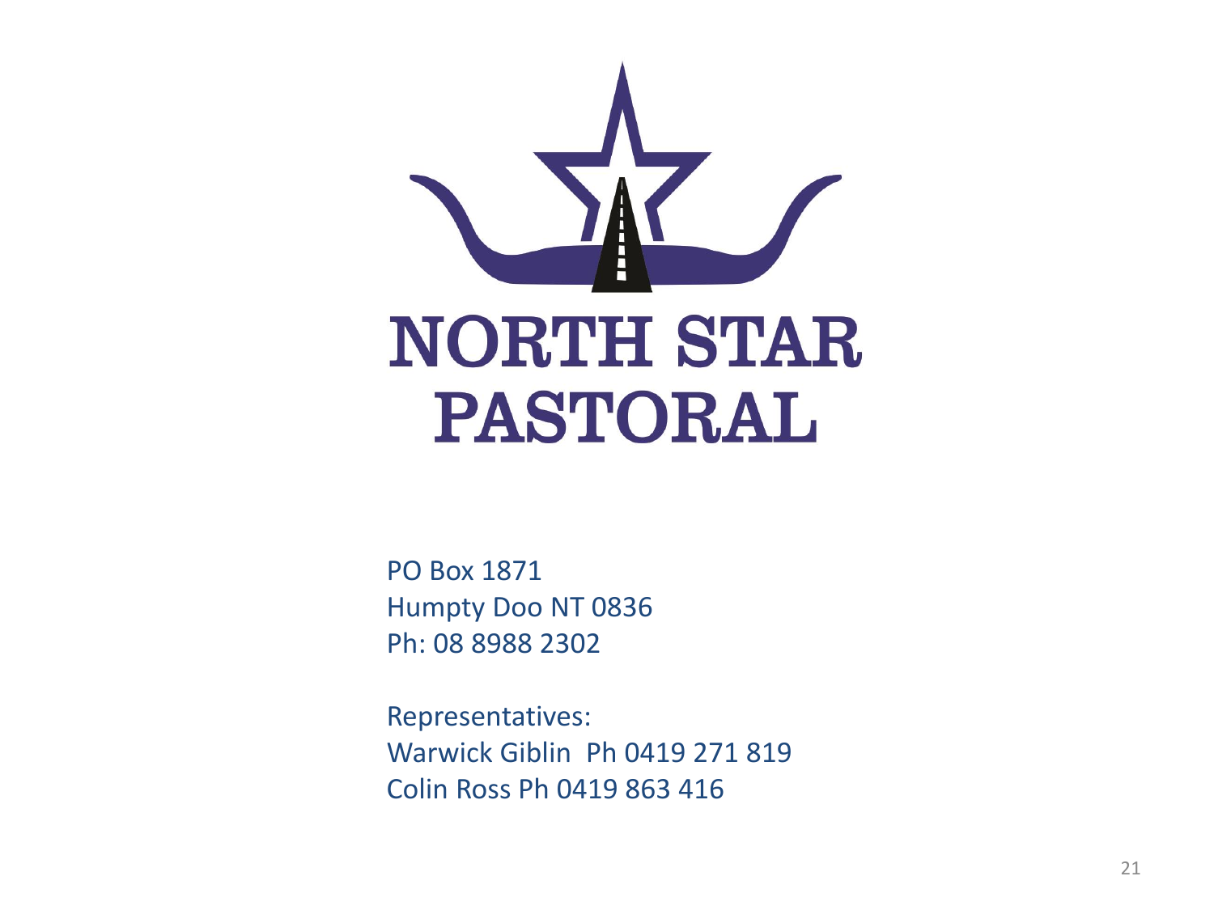# NORTH STAR PASTORAL

PO Box 1871
Humpty Doo NT 0836
Ph: 08 8988 2302

Representatives:
Warwick Giblin Ph 0419 271 819
Colin Ross Ph 0419 863 416